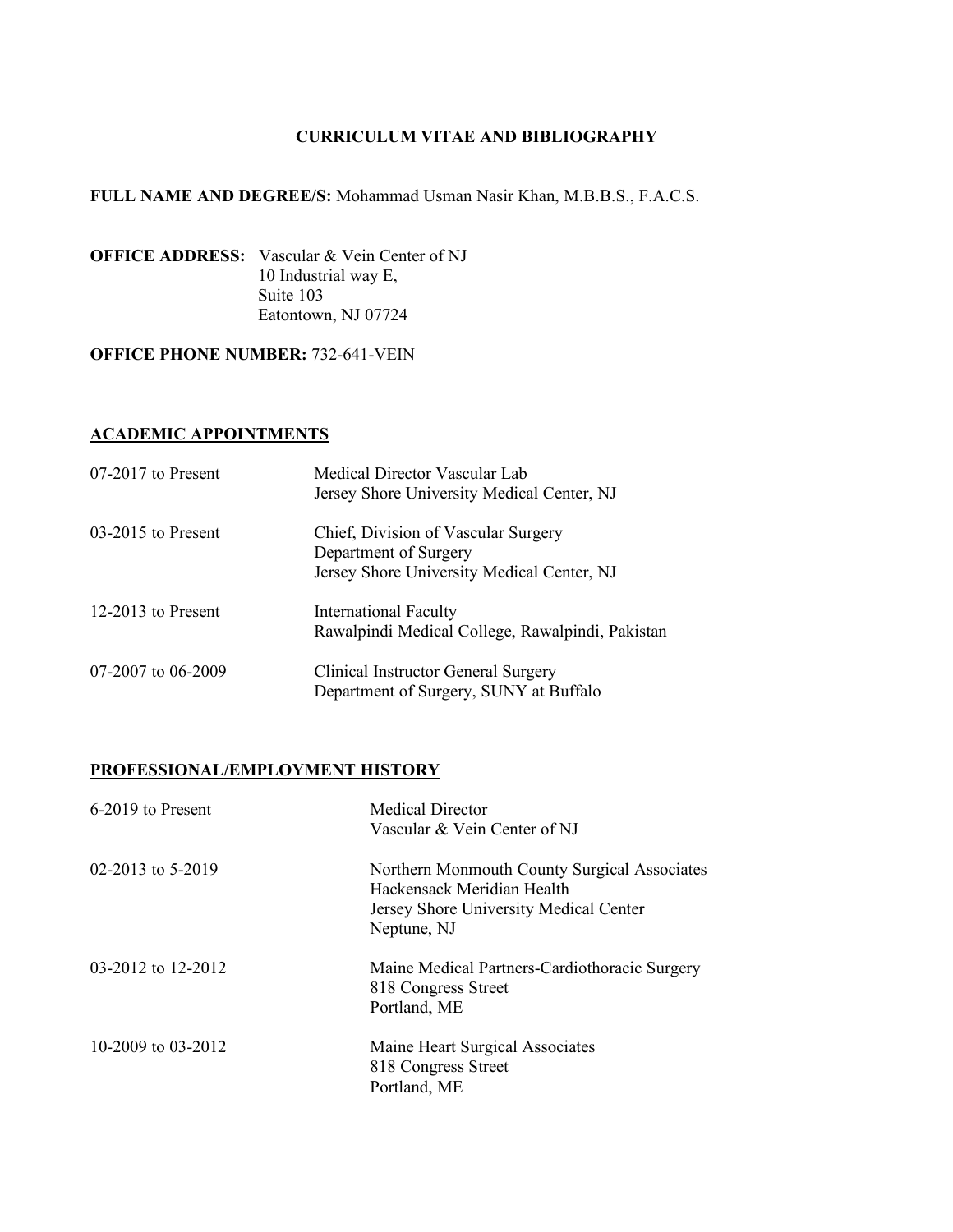# CURRICULUM VITAE AND BIBLIOGRAPHY

**FULL NAME AND DEGREE/S:** Mohammad Usman Nasir Khan, M.B.B.S., F.A.C.S.

**OFFICE ADDRESS:** Vascular & Vein Center of NJ
10 Industrial way E,
Suite 103
Eatontown, NJ 07724

**OFFICE PHONE NUMBER:** 732-641-VEIN

## ACADEMIC APPOINTMENTS

| | |
|---|---|
| 07-2017 to Present | Medical Director Vascular Lab<br>Jersey Shore University Medical Center, NJ |
| 03-2015 to Present | Chief, Division of Vascular Surgery<br>Department of Surgery<br>Jersey Shore University Medical Center, NJ |
| 12-2013 to Present | International Faculty<br>Rawalpindi Medical College, Rawalpindi, Pakistan |
| 07-2007 to 06-2009 | Clinical Instructor General Surgery<br>Department of Surgery, SUNY at Buffalo |

## PROFESSIONAL/EMPLOYMENT HISTORY

| | |
|---|---|
| 6-2019 to Present | Medical Director<br>Vascular & Vein Center of NJ |
| 02-2013 to 5-2019 | Northern Monmouth County Surgical Associates<br>Hackensack Meridian Health<br>Jersey Shore University Medical Center<br>Neptune, NJ |
| 03-2012 to 12-2012 | Maine Medical Partners-Cardiothoracic Surgery<br>818 Congress Street<br>Portland, ME |
| 10-2009 to 03-2012 | Maine Heart Surgical Associates<br>818 Congress Street<br>Portland, ME |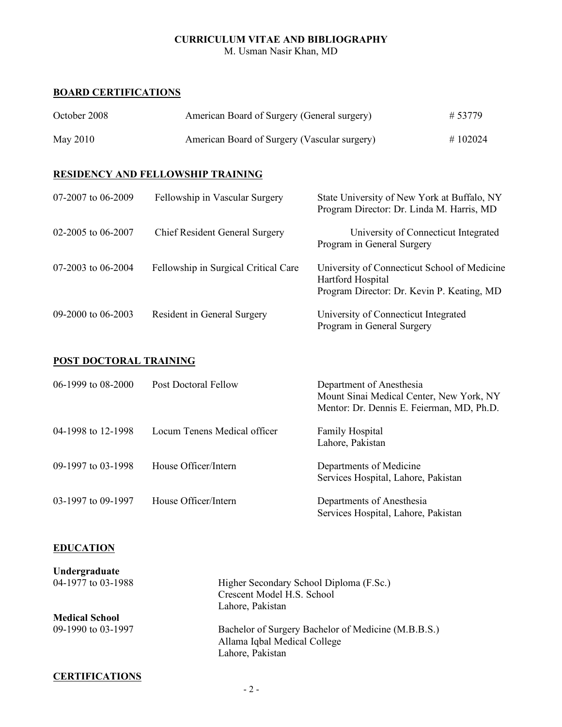# CURRICULUM VITAE AND BIBLIOGRAPHY

M. Usman Nasir Khan, MD

## BOARD CERTIFICATIONS

| | | |
|---|---|---|
| October 2008 | American Board of Surgery (General surgery) | # 53779 |
| May 2010 | American Board of Surgery (Vascular surgery) | # 102024 |

## RESIDENCY AND FELLOWSHIP TRAINING

| | | |
|---|---|---|
| 07-2007 to 06-2009 | Fellowship in Vascular Surgery | State University of New York at Buffalo, NY<br>Program Director: Dr. Linda M. Harris, MD |
| 02-2005 to 06-2007 | Chief Resident General Surgery | University of Connecticut Integrated Program in General Surgery |
| 07-2003 to 06-2004 | Fellowship in Surgical Critical Care | University of Connecticut School of Medicine<br>Hartford Hospital<br>Program Director: Dr. Kevin P. Keating, MD |
| 09-2000 to 06-2003 | Resident in General Surgery | University of Connecticut Integrated Program in General Surgery |

## POST DOCTORAL TRAINING

| | | |
|---|---|---|
| 06-1999 to 08-2000 | Post Doctoral Fellow | Department of Anesthesia<br>Mount Sinai Medical Center, New York, NY<br>Mentor: Dr. Dennis E. Feierman, MD, Ph.D. |
| 04-1998 to 12-1998 | Locum Tenens Medical officer | Family Hospital<br>Lahore, Pakistan |
| 09-1997 to 03-1998 | House Officer/Intern | Departments of Medicine<br>Services Hospital, Lahore, Pakistan |
| 03-1997 to 09-1997 | House Officer/Intern | Departments of Anesthesia<br>Services Hospital, Lahore, Pakistan |

## EDUCATION

**Undergraduate**

| | |
|---|---|
| 04-1977 to 03-1988 | Higher Secondary School Diploma (F.Sc.)<br>Crescent Model H.S. School<br>Lahore, Pakistan |

**Medical School**

| | |
|---|---|
| 09-1990 to 03-1997 | Bachelor of Surgery Bachelor of Medicine (M.B.B.S.)<br>Allama Iqbal Medical College<br>Lahore, Pakistan |

## CERTIFICATIONS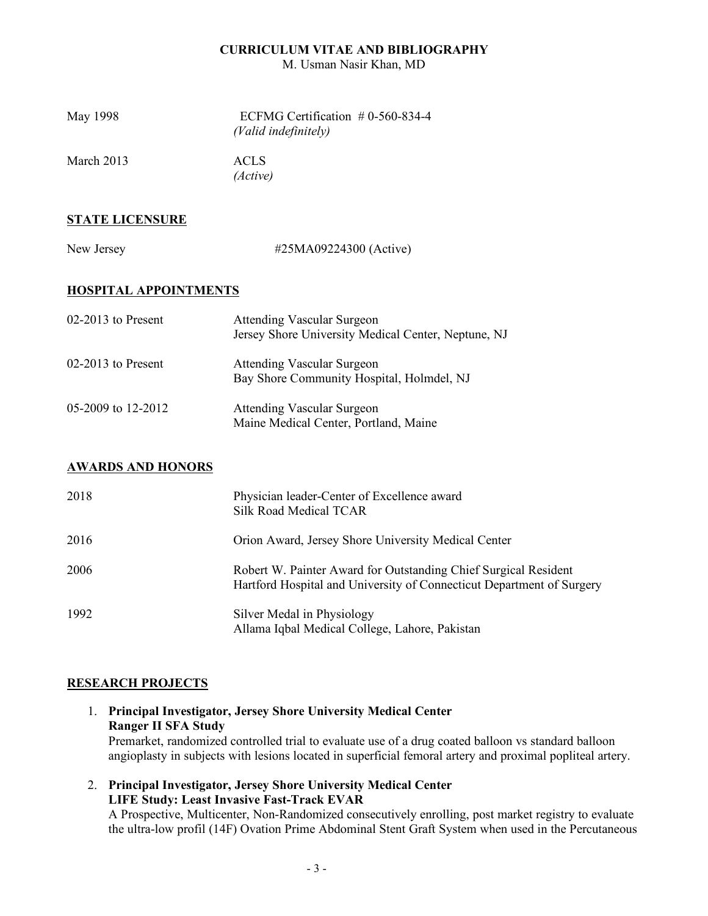**CURRICULUM VITAE AND BIBLIOGRAPHY**
M. Usman Nasir Khan, MD

| | |
|---|---|
| May 1998 | ECFMG Certification # 0-560-834-4 *(Valid indefinitely)* |
| March 2013 | ACLS *(Active)* |

## STATE LICENSURE

| | |
|---|---|
| New Jersey | #25MA09224300 (Active) |

## HOSPITAL APPOINTMENTS

| | |
|---|---|
| 02-2013 to Present | Attending Vascular Surgeon<br>Jersey Shore University Medical Center, Neptune, NJ |
| 02-2013 to Present | Attending Vascular Surgeon<br>Bay Shore Community Hospital, Holmdel, NJ |
| 05-2009 to 12-2012 | Attending Vascular Surgeon<br>Maine Medical Center, Portland, Maine |

## AWARDS AND HONORS

| | |
|---|---|
| 2018 | Physician leader-Center of Excellence award<br>Silk Road Medical TCAR |
| 2016 | Orion Award, Jersey Shore University Medical Center |
| 2006 | Robert W. Painter Award for Outstanding Chief Surgical Resident<br>Hartford Hospital and University of Connecticut Department of Surgery |
| 1992 | Silver Medal in Physiology<br>Allama Iqbal Medical College, Lahore, Pakistan |

## RESEARCH PROJECTS

1. **Principal Investigator, Jersey Shore University Medical Center**
   **Ranger II SFA Study**
   Premarket, randomized controlled trial to evaluate use of a drug coated balloon vs standard balloon angioplasty in subjects with lesions located in superficial femoral artery and proximal popliteal artery.

2. **Principal Investigator, Jersey Shore University Medical Center**
   **LIFE Study: Least Invasive Fast-Track EVAR**
   A Prospective, Multicenter, Non-Randomized consecutively enrolling, post market registry to evaluate the ultra-low profil (14F) Ovation Prime Abdominal Stent Graft System when used in the Percutaneous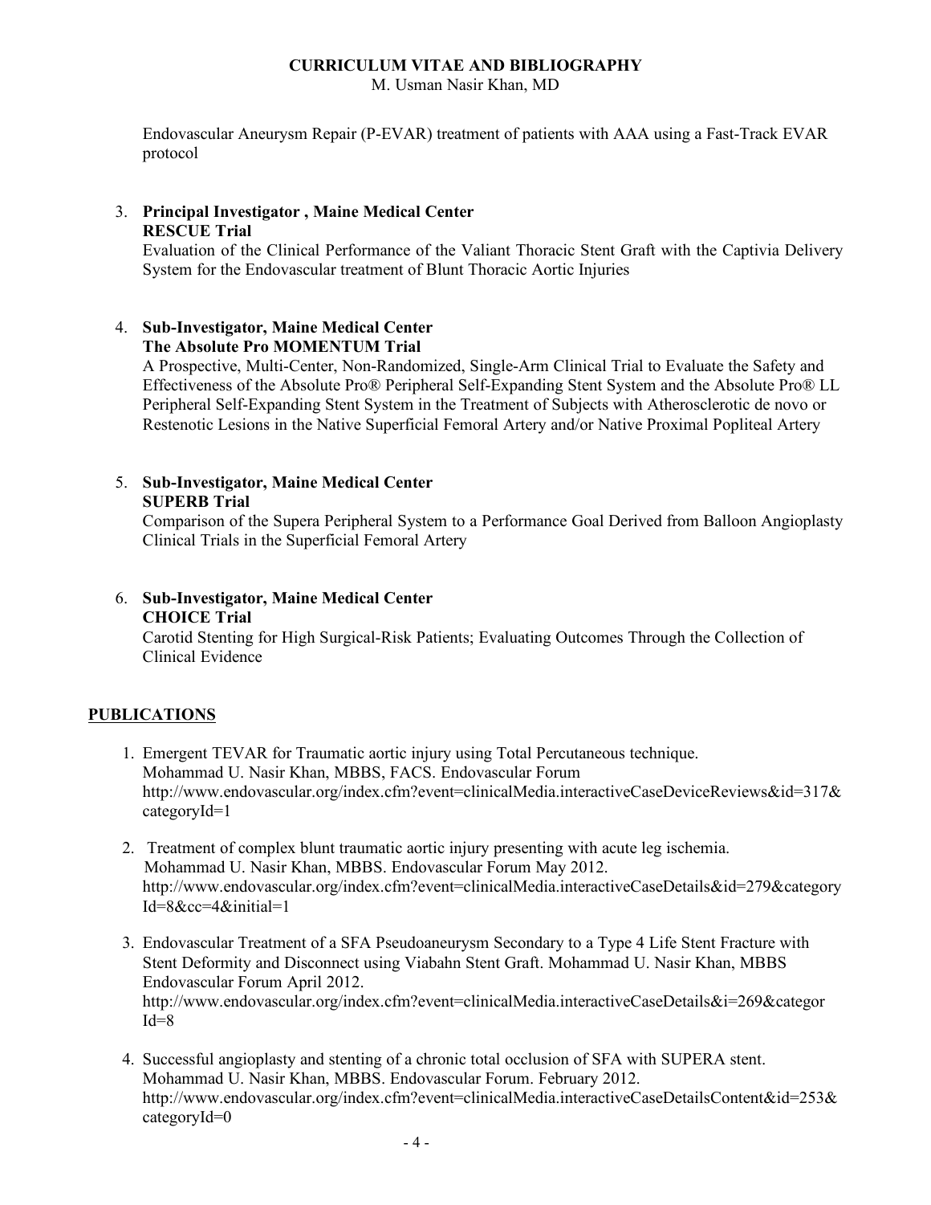Endovascular Aneurysm Repair (P-EVAR) treatment of patients with AAA using a Fast-Track EVAR protocol

3. **Principal Investigator , Maine Medical Center**
   **RESCUE Trial**
   Evaluation of the Clinical Performance of the Valiant Thoracic Stent Graft with the Captivia Delivery System for the Endovascular treatment of Blunt Thoracic Aortic Injuries

4. **Sub-Investigator, Maine Medical Center**
   **The Absolute Pro MOMENTUM Trial**
   A Prospective, Multi-Center, Non-Randomized, Single-Arm Clinical Trial to Evaluate the Safety and Effectiveness of the Absolute Pro® Peripheral Self-Expanding Stent System and the Absolute Pro® LL Peripheral Self-Expanding Stent System in the Treatment of Subjects with Atherosclerotic de novo or Restenotic Lesions in the Native Superficial Femoral Artery and/or Native Proximal Popliteal Artery

5. **Sub-Investigator, Maine Medical Center**
   **SUPERB Trial**
   Comparison of the Supera Peripheral System to a Performance Goal Derived from Balloon Angioplasty Clinical Trials in the Superficial Femoral Artery

6. **Sub-Investigator, Maine Medical Center**
   **CHOICE Trial**
   Carotid Stenting for High Surgical-Risk Patients; Evaluating Outcomes Through the Collection of Clinical Evidence

## PUBLICATIONS

1. Emergent TEVAR for Traumatic aortic injury using Total Percutaneous technique. Mohammad U. Nasir Khan, MBBS, FACS. Endovascular Forum http://www.endovascular.org/index.cfm?event=clinicalMedia.interactiveCaseDeviceReviews&id=317&categoryId=1

2. Treatment of complex blunt traumatic aortic injury presenting with acute leg ischemia. Mohammad U. Nasir Khan, MBBS. Endovascular Forum May 2012. http://www.endovascular.org/index.cfm?event=clinicalMedia.interactiveCaseDetails&id=279&categoryId=8&cc=4&initial=1

3. Endovascular Treatment of a SFA Pseudoaneurysm Secondary to a Type 4 Life Stent Fracture with Stent Deformity and Disconnect using Viabahn Stent Graft. Mohammad U. Nasir Khan, MBBS Endovascular Forum April 2012. http://www.endovascular.org/index.cfm?event=clinicalMedia.interactiveCaseDetails&i=269&categorId=8

4. Successful angioplasty and stenting of a chronic total occlusion of SFA with SUPERA stent. Mohammad U. Nasir Khan, MBBS. Endovascular Forum. February 2012. http://www.endovascular.org/index.cfm?event=clinicalMedia.interactiveCaseDetailsContent&id=253&categoryId=0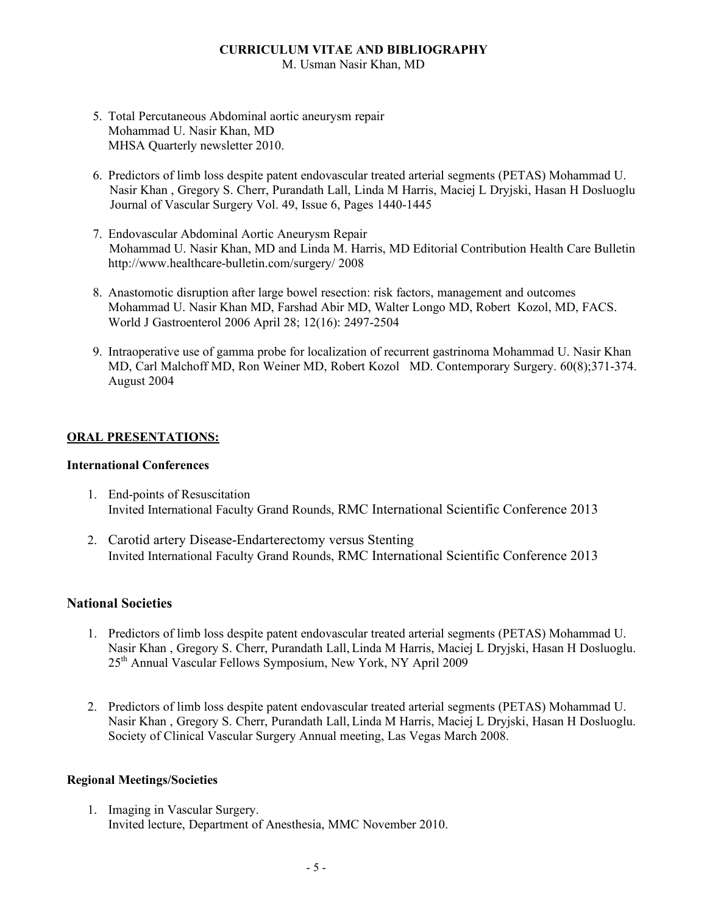5. Total Percutaneous Abdominal aortic aneurysm repair
   Mohammad U. Nasir Khan, MD
   MHSA Quarterly newsletter 2010.

6. Predictors of limb loss despite patent endovascular treated arterial segments (PETAS) Mohammad U. Nasir Khan , Gregory S. Cherr, Purandath Lall, Linda M Harris, Maciej L Dryjski, Hasan H Dosluoglu Journal of Vascular Surgery Vol. 49, Issue 6, Pages 1440-1445

7. Endovascular Abdominal Aortic Aneurysm Repair
   Mohammad U. Nasir Khan, MD and Linda M. Harris, MD Editorial Contribution Health Care Bulletin http://www.healthcare-bulletin.com/surgery/ 2008

8. Anastomotic disruption after large bowel resection: risk factors, management and outcomes
   Mohammad U. Nasir Khan MD, Farshad Abir MD, Walter Longo MD, Robert Kozol, MD, FACS. World J Gastroenterol 2006 April 28; 12(16): 2497-2504

9. Intraoperative use of gamma probe for localization of recurrent gastrinoma Mohammad U. Nasir Khan MD, Carl Malchoff MD, Ron Weiner MD, Robert Kozol MD. Contemporary Surgery. 60(8);371-374. August 2004

## ORAL PRESENTATIONS:

### International Conferences

1. End-points of Resuscitation
   Invited International Faculty Grand Rounds, RMC International Scientific Conference 2013

2. Carotid artery Disease-Endarterectomy versus Stenting
   Invited International Faculty Grand Rounds, RMC International Scientific Conference 2013

### National Societies

1. Predictors of limb loss despite patent endovascular treated arterial segments (PETAS) Mohammad U. Nasir Khan , Gregory S. Cherr, Purandath Lall, Linda M Harris, Maciej L Dryjski, Hasan H Dosluoglu. 25th Annual Vascular Fellows Symposium, New York, NY April 2009

2. Predictors of limb loss despite patent endovascular treated arterial segments (PETAS) Mohammad U. Nasir Khan , Gregory S. Cherr, Purandath Lall, Linda M Harris, Maciej L Dryjski, Hasan H Dosluoglu. Society of Clinical Vascular Surgery Annual meeting, Las Vegas March 2008.

### Regional Meetings/Societies

1. Imaging in Vascular Surgery.
   Invited lecture, Department of Anesthesia, MMC November 2010.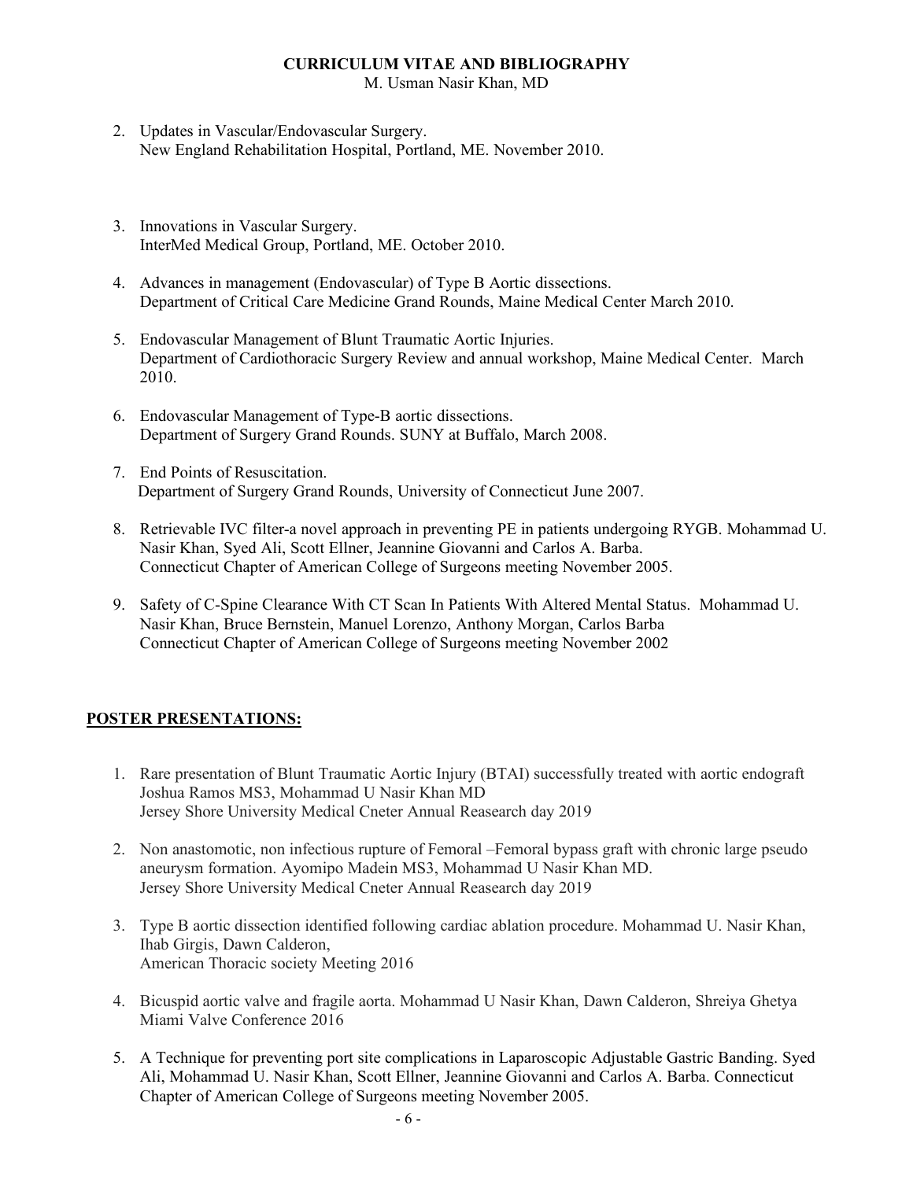2. Updates in Vascular/Endovascular Surgery.
   New England Rehabilitation Hospital, Portland, ME. November 2010.

3. Innovations in Vascular Surgery.
   InterMed Medical Group, Portland, ME. October 2010.

4. Advances in management (Endovascular) of Type B Aortic dissections.
   Department of Critical Care Medicine Grand Rounds, Maine Medical Center March 2010.

5. Endovascular Management of Blunt Traumatic Aortic Injuries.
   Department of Cardiothoracic Surgery Review and annual workshop, Maine Medical Center. March 2010.

6. Endovascular Management of Type-B aortic dissections.
   Department of Surgery Grand Rounds. SUNY at Buffalo, March 2008.

7. End Points of Resuscitation.
   Department of Surgery Grand Rounds, University of Connecticut June 2007.

8. Retrievable IVC filter-a novel approach in preventing PE in patients undergoing RYGB. Mohammad U. Nasir Khan, Syed Ali, Scott Ellner, Jeannine Giovanni and Carlos A. Barba.
   Connecticut Chapter of American College of Surgeons meeting November 2005.

9. Safety of C-Spine Clearance With CT Scan In Patients With Altered Mental Status. Mohammad U. Nasir Khan, Bruce Bernstein, Manuel Lorenzo, Anthony Morgan, Carlos Barba
   Connecticut Chapter of American College of Surgeons meeting November 2002

## POSTER PRESENTATIONS:

1. Rare presentation of Blunt Traumatic Aortic Injury (BTAI) successfully treated with aortic endograft
   Joshua Ramos MS3, Mohammad U Nasir Khan MD
   Jersey Shore University Medical Cneter Annual Reasearch day 2019

2. Non anastomotic, non infectious rupture of Femoral –Femoral bypass graft with chronic large pseudo aneurysm formation. Ayomipo Madein MS3, Mohammad U Nasir Khan MD.
   Jersey Shore University Medical Cneter Annual Reasearch day 2019

3. Type B aortic dissection identified following cardiac ablation procedure. Mohammad U. Nasir Khan, Ihab Girgis, Dawn Calderon,
   American Thoracic society Meeting 2016

4. Bicuspid aortic valve and fragile aorta. Mohammad U Nasir Khan, Dawn Calderon, Shreiya Ghetya
   Miami Valve Conference 2016

5. A Technique for preventing port site complications in Laparoscopic Adjustable Gastric Banding. Syed Ali, Mohammad U. Nasir Khan, Scott Ellner, Jeannine Giovanni and Carlos A. Barba. Connecticut Chapter of American College of Surgeons meeting November 2005.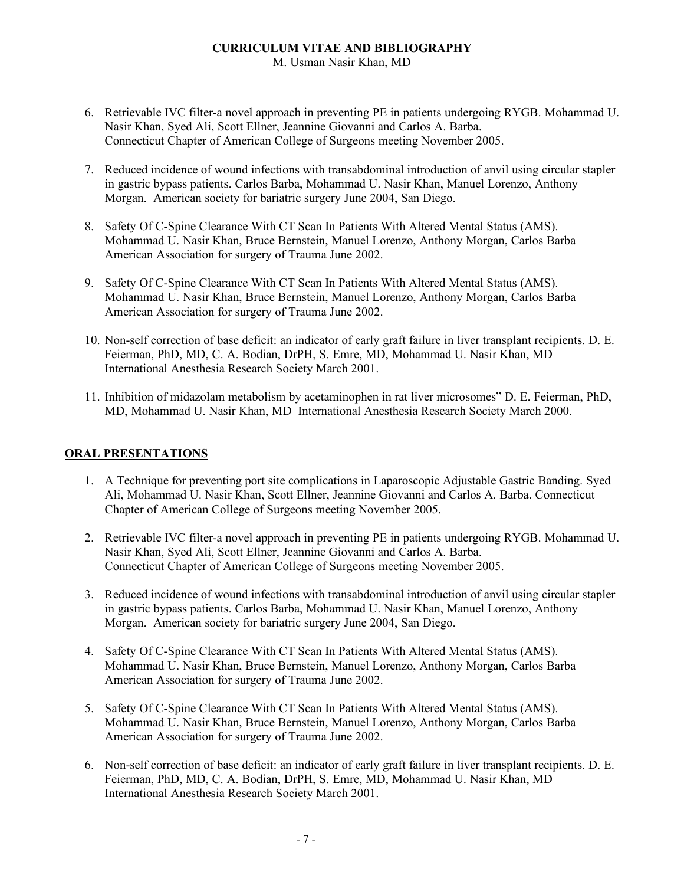6. Retrievable IVC filter-a novel approach in preventing PE in patients undergoing RYGB. Mohammad U. Nasir Khan, Syed Ali, Scott Ellner, Jeannine Giovanni and Carlos A. Barba. Connecticut Chapter of American College of Surgeons meeting November 2005.

7. Reduced incidence of wound infections with transabdominal introduction of anvil using circular stapler in gastric bypass patients. Carlos Barba, Mohammad U. Nasir Khan, Manuel Lorenzo, Anthony Morgan. American society for bariatric surgery June 2004, San Diego.

8. Safety Of C-Spine Clearance With CT Scan In Patients With Altered Mental Status (AMS). Mohammad U. Nasir Khan, Bruce Bernstein, Manuel Lorenzo, Anthony Morgan, Carlos Barba American Association for surgery of Trauma June 2002.

9. Safety Of C-Spine Clearance With CT Scan In Patients With Altered Mental Status (AMS). Mohammad U. Nasir Khan, Bruce Bernstein, Manuel Lorenzo, Anthony Morgan, Carlos Barba American Association for surgery of Trauma June 2002.

10. Non-self correction of base deficit: an indicator of early graft failure in liver transplant recipients. D. E. Feierman, PhD, MD, C. A. Bodian, DrPH, S. Emre, MD, Mohammad U. Nasir Khan, MD International Anesthesia Research Society March 2001.

11. Inhibition of midazolam metabolism by acetaminophen in rat liver microsomes" D. E. Feierman, PhD, MD, Mohammad U. Nasir Khan, MD International Anesthesia Research Society March 2000.

## ORAL PRESENTATIONS

1. A Technique for preventing port site complications in Laparoscopic Adjustable Gastric Banding. Syed Ali, Mohammad U. Nasir Khan, Scott Ellner, Jeannine Giovanni and Carlos A. Barba. Connecticut Chapter of American College of Surgeons meeting November 2005.

2. Retrievable IVC filter-a novel approach in preventing PE in patients undergoing RYGB. Mohammad U. Nasir Khan, Syed Ali, Scott Ellner, Jeannine Giovanni and Carlos A. Barba. Connecticut Chapter of American College of Surgeons meeting November 2005.

3. Reduced incidence of wound infections with transabdominal introduction of anvil using circular stapler in gastric bypass patients. Carlos Barba, Mohammad U. Nasir Khan, Manuel Lorenzo, Anthony Morgan. American society for bariatric surgery June 2004, San Diego.

4. Safety Of C-Spine Clearance With CT Scan In Patients With Altered Mental Status (AMS). Mohammad U. Nasir Khan, Bruce Bernstein, Manuel Lorenzo, Anthony Morgan, Carlos Barba American Association for surgery of Trauma June 2002.

5. Safety Of C-Spine Clearance With CT Scan In Patients With Altered Mental Status (AMS). Mohammad U. Nasir Khan, Bruce Bernstein, Manuel Lorenzo, Anthony Morgan, Carlos Barba American Association for surgery of Trauma June 2002.

6. Non-self correction of base deficit: an indicator of early graft failure in liver transplant recipients. D. E. Feierman, PhD, MD, C. A. Bodian, DrPH, S. Emre, MD, Mohammad U. Nasir Khan, MD International Anesthesia Research Society March 2001.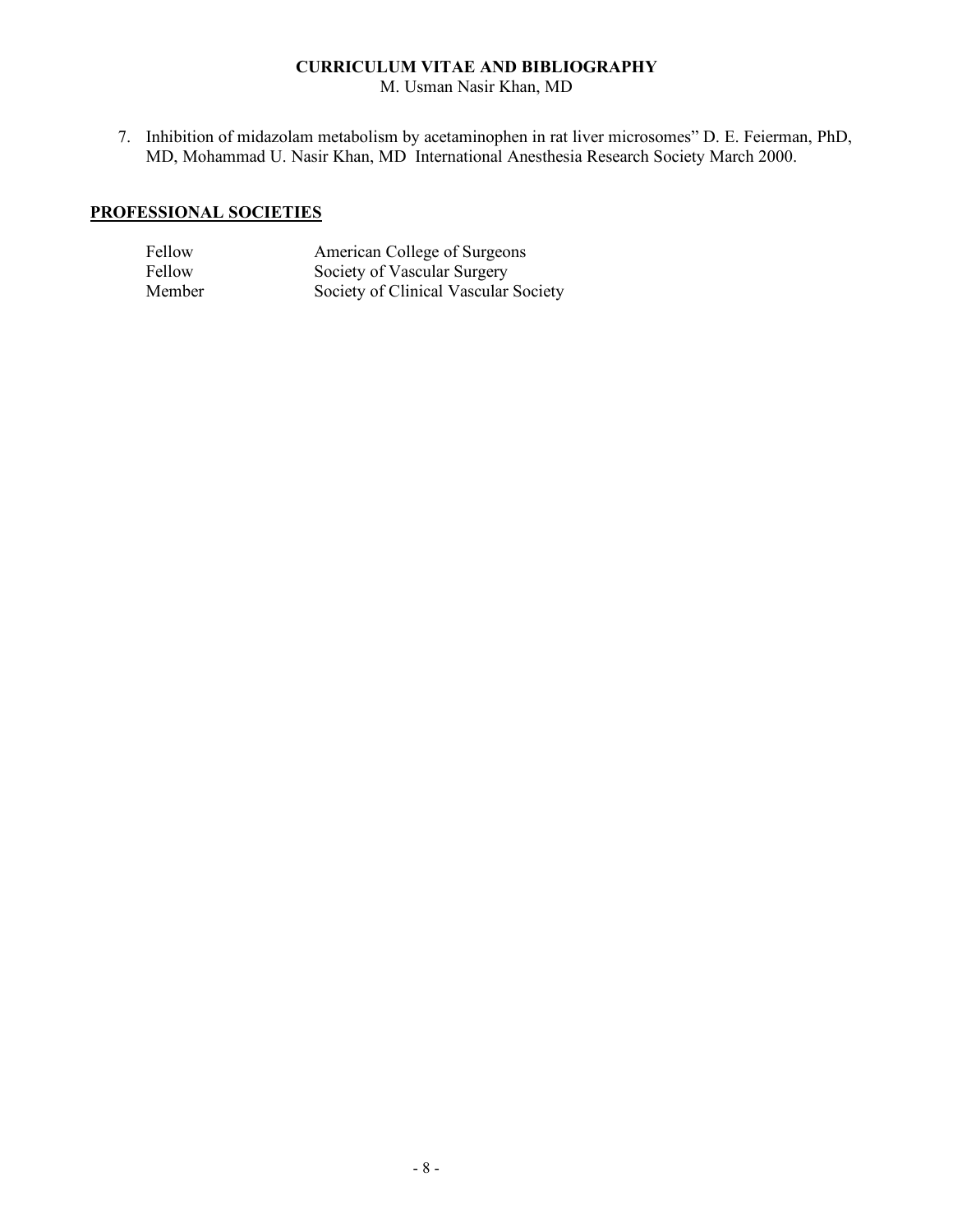7. Inhibition of midazolam metabolism by acetaminophen in rat liver microsomes" D. E. Feierman, PhD, MD, Mohammad U. Nasir Khan, MD International Anesthesia Research Society March 2000.

## PROFESSIONAL SOCIETIES

| | |
|---|---|
| Fellow | American College of Surgeons |
| Fellow | Society of Vascular Surgery |
| Member | Society of Clinical Vascular Society |